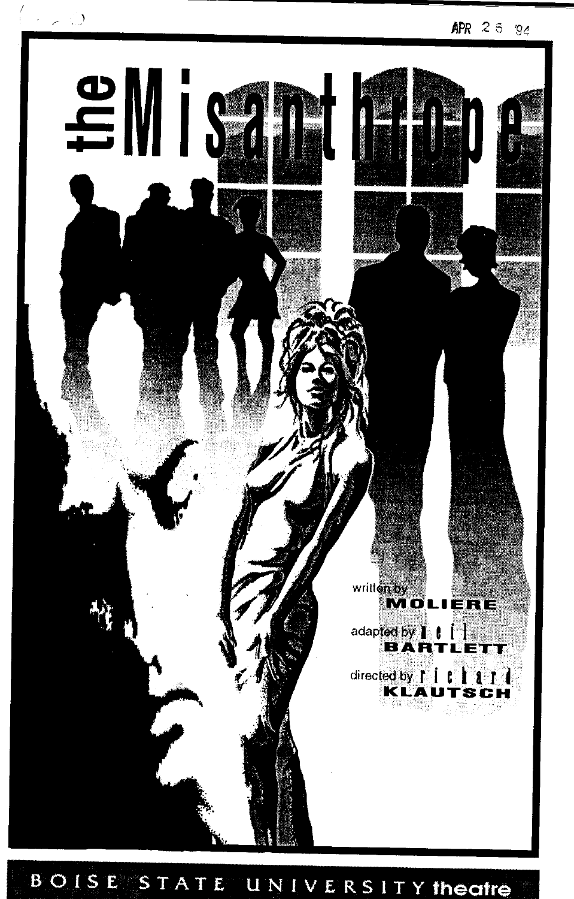APR 26 '94

# the Misanthrope

written by
**MOLIERE**

adapted by neil
**BARTLETT**

directed by richard
**KLAUTSCH**

BOISE STATE UNIVERSITY **theatre**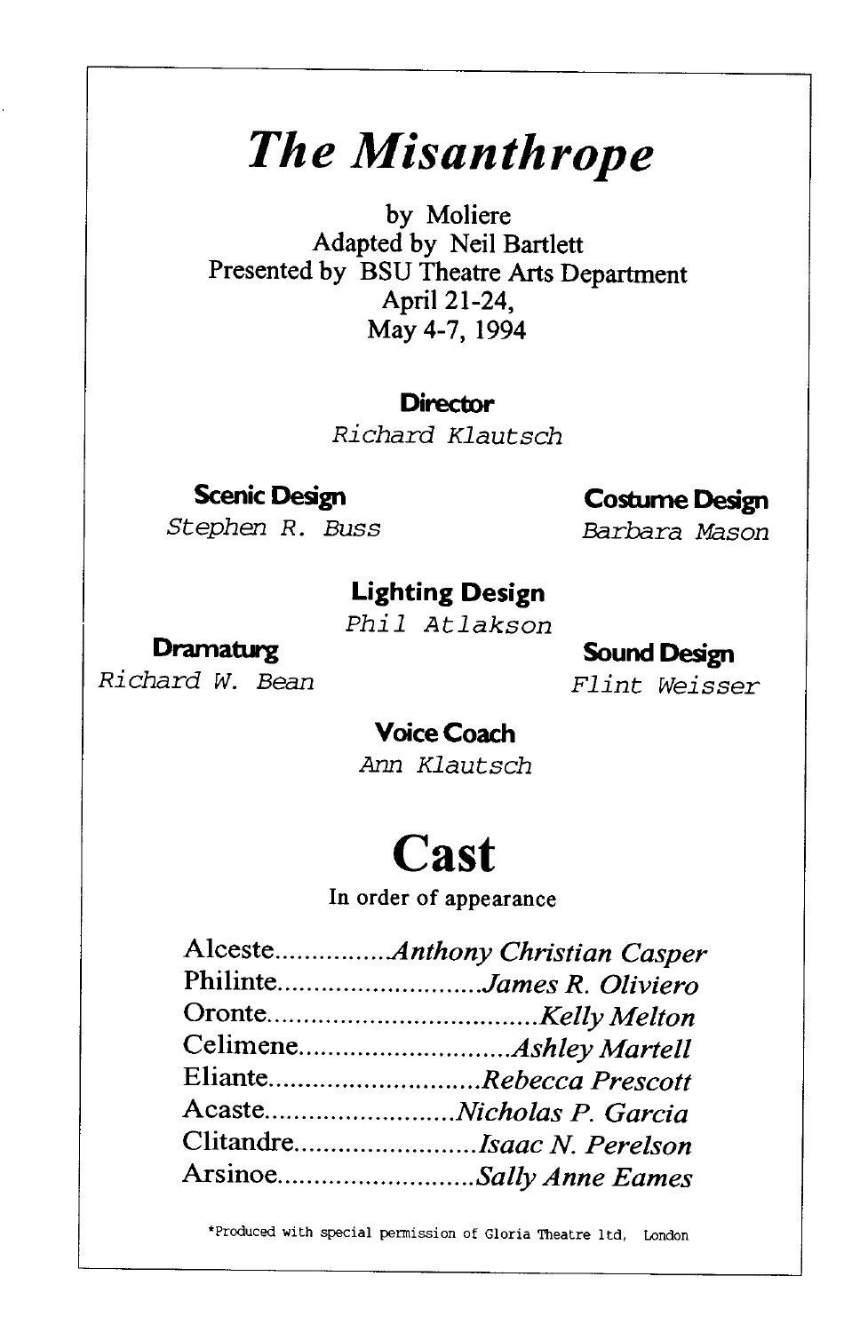# *The Misanthrope*

by Moliere
Adapted by Neil Bartlett
Presented by BSU Theatre Arts Department
April 21-24,
May 4-7, 1994

**Director**
*Richard Klautsch*

**Scenic Design**
*Stephen R. Buss*

**Costume Design**
*Barbara Mason*

**Lighting Design**
*Phil Atlakson*

**Dramaturg**
*Richard W. Bean*

**Sound Design**
*Flint Weisser*

**Voice Coach**
*Ann Klautsch*

# Cast

In order of appearance

Alceste................*Anthony Christian Casper*
Philinte............................*James R. Oliviero*
Oronte.....................................*Kelly Melton*
Celimene.............................*Ashley Martell*
Eliante..............................*Rebecca Prescott*
Acaste...........................*Nicholas P. Garcia*
Clitandre..........................*Isaac N. Perelson*
Arsinoe............................*Sally Anne Eames*

*Produced with special permission of Gloria Theatre ltd, London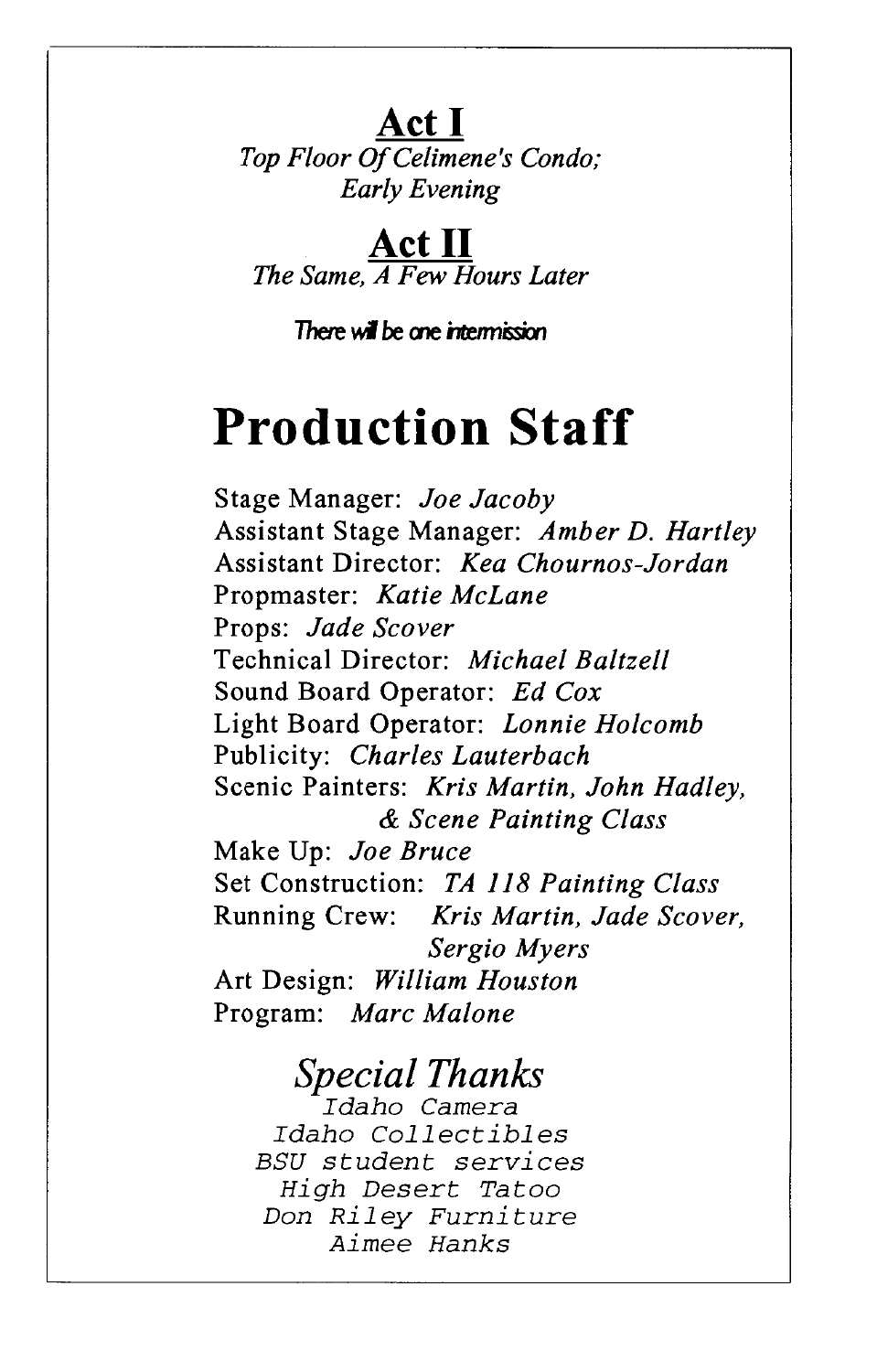## Act I

*Top Floor Of Celimene's Condo; Early Evening*

## Act II

*The Same, A Few Hours Later*

**There will be one intermission**

# Production Staff

Stage Manager: *Joe Jacoby*
Assistant Stage Manager: *Amber D. Hartley*
Assistant Director: *Kea Chournos-Jordan*
Propmaster: *Katie McLane*
Props: *Jade Scover*
Technical Director: *Michael Baltzell*
Sound Board Operator: *Ed Cox*
Light Board Operator: *Lonnie Holcomb*
Publicity: *Charles Lauterbach*
Scenic Painters: *Kris Martin, John Hadley, & Scene Painting Class*
Make Up: *Joe Bruce*
Set Construction: *TA 118 Painting Class*
Running Crew: *Kris Martin, Jade Scover, Sergio Myers*
Art Design: *William Houston*
Program: *Marc Malone*

## *Special Thanks*

*Idaho Camera*
*Idaho Collectibles*
*BSU student services*
*High Desert Tatoo*
*Don Riley Furniture*
*Aimee Hanks*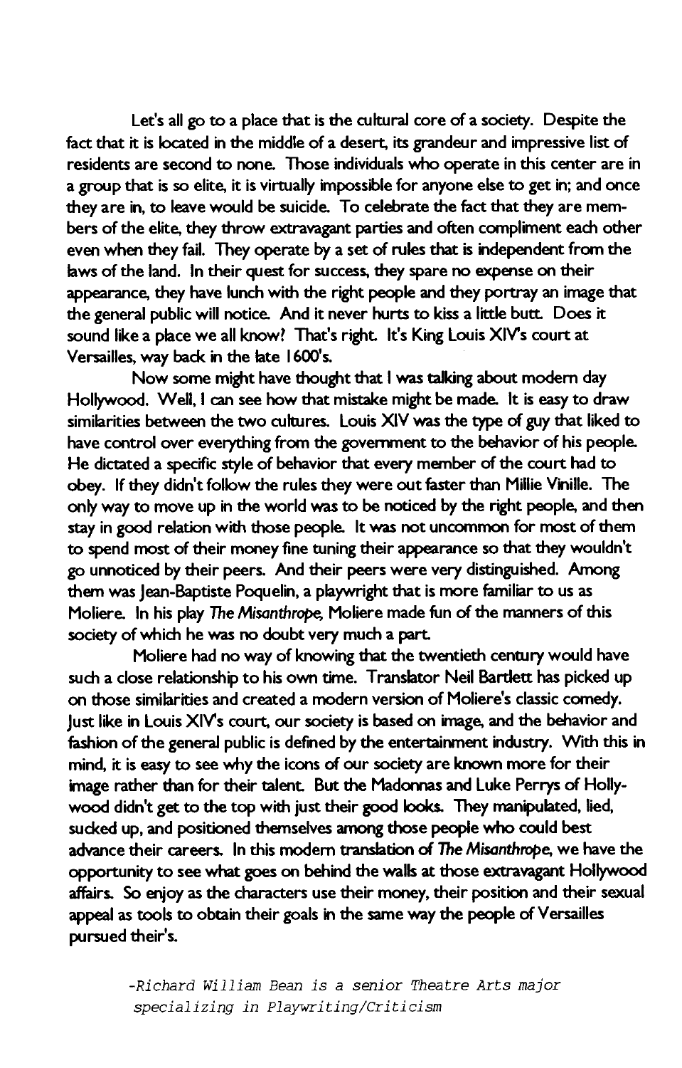Let's all go to a place that is the cultural core of a society. Despite the fact that it is located in the middle of a desert, its grandeur and impressive list of residents are second to none. Those individuals who operate in this center are in a group that is so elite, it is virtually impossible for anyone else to get in; and once they are in, to leave would be suicide. To celebrate the fact that they are members of the elite, they throw extravagant parties and often compliment each other even when they fail. They operate by a set of rules that is independent from the laws of the land. In their quest for success, they spare no expense on their appearance, they have lunch with the right people and they portray an image that the general public will notice. And it never hurts to kiss a little butt. Does it sound like a place we all know? That's right. It's King Louis XIV's court at Versailles, way back in the late 1600's.

Now some might have thought that I was talking about modern day Hollywood. Well, I can see how that mistake might be made. It is easy to draw similarities between the two cultures. Louis XIV was the type of guy that liked to have control over everything from the government to the behavior of his people. He dictated a specific style of behavior that every member of the court had to obey. If they didn't follow the rules they were out faster than Millie Vinille. The only way to move up in the world was to be noticed by the right people, and then stay in good relation with those people. It was not uncommon for most of them to spend most of their money fine tuning their appearance so that they wouldn't go unnoticed by their peers. And their peers were very distinguished. Among them was Jean-Baptiste Poquelin, a playwright that is more familiar to us as Moliere. In his play *The Misanthrope*, Moliere made fun of the manners of this society of which he was no doubt very much a part.

Moliere had no way of knowing that the twentieth century would have such a close relationship to his own time. Translator Neil Bartlett has picked up on those similarities and created a modern version of Moliere's classic comedy. Just like in Louis XIV's court, our society is based on image, and the behavior and fashion of the general public is defined by the entertainment industry. With this in mind, it is easy to see why the icons of our society are known more for their image rather than for their talent. But the Madonnas and Luke Perrys of Hollywood didn't get to the top with just their good looks. They manipulated, lied, sucked up, and positioned themselves among those people who could best advance their careers. In this modern translation of *The Misanthrope*, we have the opportunity to see what goes on behind the walls at those extravagant Hollywood affairs. So enjoy as the characters use their money, their position and their sexual appeal as tools to obtain their goals in the same way the people of Versailles pursued their's.

*-Richard William Bean is a senior Theatre Arts major specializing in Playwriting/Criticism*